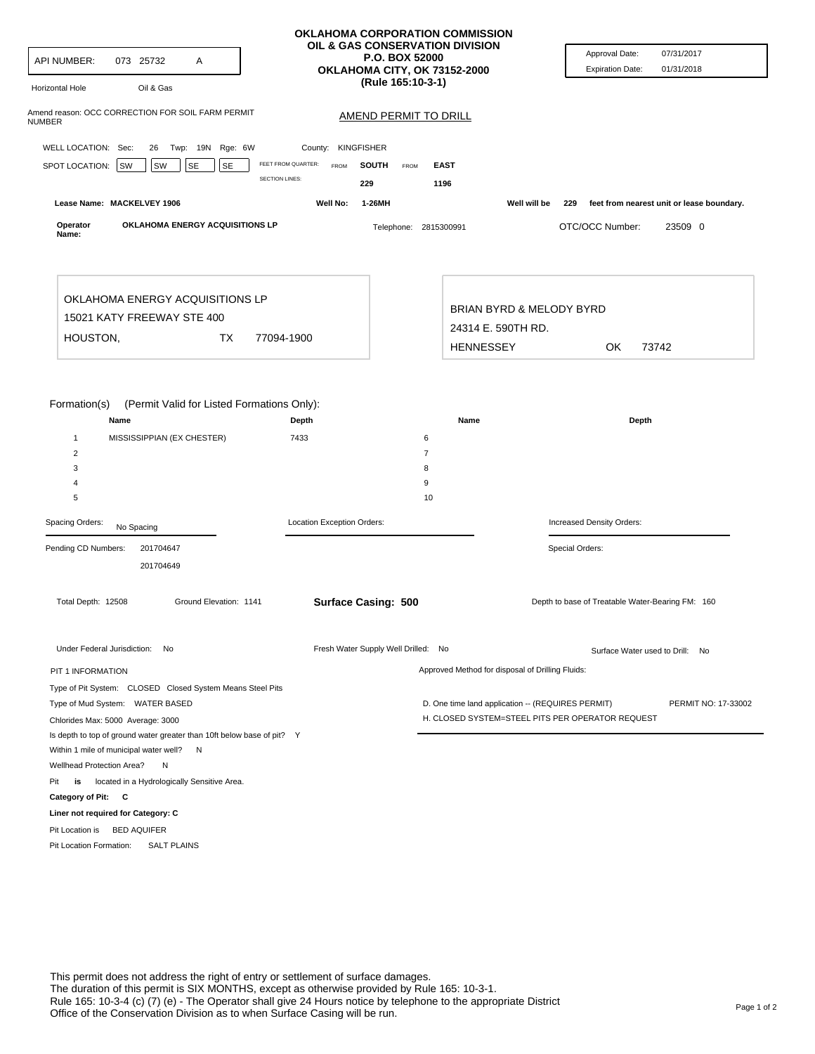API NUMBER: 073 25732 A

Horizontal Hole Oil & Gas

# OKLAHOMA CORPORATION COMMISSION
## OIL & GAS CONSERVATION DIVISION
P.O. BOX 52000
OKLAHOMA CITY, OK 73152-2000
(Rule 165:10-3-1)

Approval Date: 07/31/2017
Expiration Date: 01/31/2018

Amend reason: OCC CORRECTION FOR SOIL FARM PERMIT NUMBER

## AMEND PERMIT TO DRILL

WELL LOCATION: Sec: 26 Twp: 19N Rge: 6W County: KINGFISHER

SPOT LOCATION: SW SW SE SE

| FEET FROM QUARTER: | FROM SOUTH | FROM EAST |
|---|---|---|
| SECTION LINES: | 229 | 1196 |

Lease Name: MACKELVEY 1906 Well No: 1-26MH Well will be 229 feet from nearest unit or lease boundary.

Operator Name: OKLAHOMA ENERGY ACQUISITIONS LP Telephone: 2815300991 OTC/OCC Number: 23509 0

OKLAHOMA ENERGY ACQUISITIONS LP
15021 KATY FREEWAY STE 400
HOUSTON, TX 77094-1900

BRIAN BYRD & MELODY BYRD
24314 E. 590TH RD.
HENNESSEY OK 73742

Formation(s) (Permit Valid for Listed Formations Only):

| | Name | Depth | | Name | Depth |
|---|---|---|---|---|---|
| 1 | MISSISSIPPIAN (EX CHESTER) | 7433 | 6 | | |
| 2 | | | 7 | | |
| 3 | | | 8 | | |
| 4 | | | 9 | | |
| 5 | | | 10 | | |

Spacing Orders: No Spacing

Location Exception Orders:

Increased Density Orders:

Pending CD Numbers: 201704647
201704649

Special Orders:

Total Depth: 12508 Ground Elevation: 1141 **Surface Casing: 500** Depth to base of Treatable Water-Bearing FM: 160

Under Federal Jurisdiction: No Fresh Water Supply Well Drilled: No Surface Water used to Drill: No

PIT 1 INFORMATION

Type of Pit System: CLOSED Closed System Means Steel Pits
Type of Mud System: WATER BASED
Chlorides Max: 5000 Average: 3000
Is depth to top of ground water greater than 10ft below base of pit? Y
Within 1 mile of municipal water well? N
Wellhead Protection Area? N
Pit **is** located in a Hydrologically Sensitive Area.
**Category of Pit: C**
**Liner not required for Category: C**
Pit Location is BED AQUIFER
Pit Location Formation: SALT PLAINS

Approved Method for disposal of Drilling Fluids:

D. One time land application -- (REQUIRES PERMIT) PERMIT NO: 17-33002
H. CLOSED SYSTEM=STEEL PITS PER OPERATOR REQUEST

This permit does not address the right of entry or settlement of surface damages.
The duration of this permit is SIX MONTHS, except as otherwise provided by Rule 165: 10-3-1.
Rule 165: 10-3-4 (c) (7) (e) - The Operator shall give 24 Hours notice by telephone to the appropriate District Office of the Conservation Division as to when Surface Casing will be run.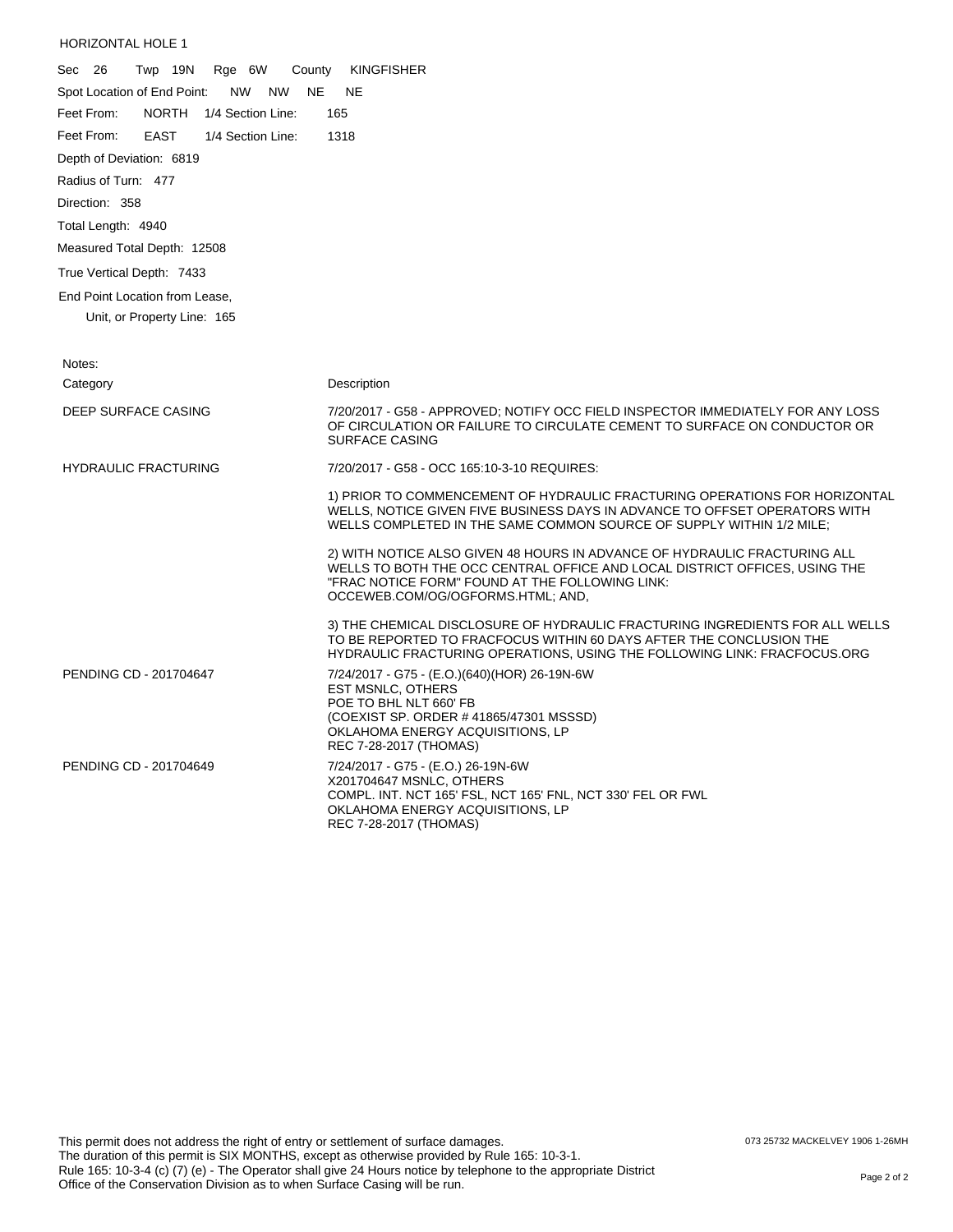HORIZONTAL HOLE 1

Sec 26 Twp 19N Rge 6W County KINGFISHER

Spot Location of End Point: NW NW NE NE

Feet From: NORTH 1/4 Section Line: 165

Feet From: EAST 1/4 Section Line: 1318

Depth of Deviation: 6819

Radius of Turn: 477

Direction: 358

Total Length: 4940

Measured Total Depth: 12508

True Vertical Depth: 7433

End Point Location from Lease, Unit, or Property Line: 165

Notes:

| Category | Description |
| --- | --- |
| DEEP SURFACE CASING | 7/20/2017 - G58 - APPROVED; NOTIFY OCC FIELD INSPECTOR IMMEDIATELY FOR ANY LOSS OF CIRCULATION OR FAILURE TO CIRCULATE CEMENT TO SURFACE ON CONDUCTOR OR SURFACE CASING |
| HYDRAULIC FRACTURING | 7/20/2017 - G58 - OCC 165:10-3-10 REQUIRES:<br><br>1) PRIOR TO COMMENCEMENT OF HYDRAULIC FRACTURING OPERATIONS FOR HORIZONTAL WELLS, NOTICE GIVEN FIVE BUSINESS DAYS IN ADVANCE TO OFFSET OPERATORS WITH WELLS COMPLETED IN THE SAME COMMON SOURCE OF SUPPLY WITHIN 1/2 MILE;<br><br>2) WITH NOTICE ALSO GIVEN 48 HOURS IN ADVANCE OF HYDRAULIC FRACTURING ALL WELLS TO BOTH THE OCC CENTRAL OFFICE AND LOCAL DISTRICT OFFICES, USING THE "FRAC NOTICE FORM" FOUND AT THE FOLLOWING LINK: OCCEWEB.COM/OG/OGFORMS.HTML; AND,<br><br>3) THE CHEMICAL DISCLOSURE OF HYDRAULIC FRACTURING INGREDIENTS FOR ALL WELLS TO BE REPORTED TO FRACFOCUS WITHIN 60 DAYS AFTER THE CONCLUSION THE HYDRAULIC FRACTURING OPERATIONS, USING THE FOLLOWING LINK: FRACFOCUS.ORG |
| PENDING CD - 201704647 | 7/24/2017 - G75 - (E.O.)(640)(HOR) 26-19N-6W<br>EST MSNLC, OTHERS<br>POE TO BHL NLT 660' FB<br>(COEXIST SP. ORDER # 41865/47301 MSSSD)<br>OKLAHOMA ENERGY ACQUISITIONS, LP<br>REC 7-28-2017 (THOMAS) |
| PENDING CD - 201704649 | 7/24/2017 - G75 - (E.O.) 26-19N-6W<br>X201704647 MSNLC, OTHERS<br>COMPL. INT. NCT 165' FSL, NCT 165' FNL, NCT 330' FEL OR FWL<br>OKLAHOMA ENERGY ACQUISITIONS, LP<br>REC 7-28-2017 (THOMAS) |

This permit does not address the right of entry or settlement of surface damages.
The duration of this permit is SIX MONTHS, except as otherwise provided by Rule 165: 10-3-1.
Rule 165: 10-3-4 (c) (7) (e) - The Operator shall give 24 Hours notice by telephone to the appropriate District Office of the Conservation Division as to when Surface Casing will be run.

073 25732 MACKELVEY 1906 1-26MH